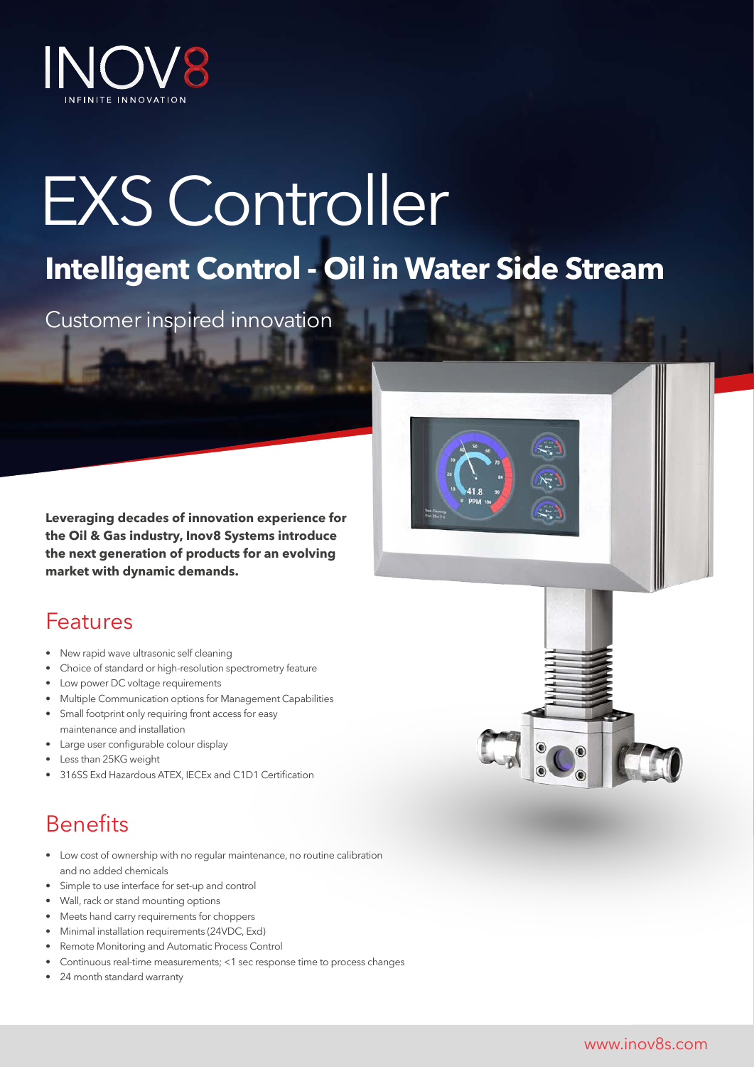INOV8

INFINITE INNOVATION

# EXS Controller

## Intelligent Control - Oil in Water Side Stream

Customer inspired innovation

**Leveraging decades of innovation experience for the Oil & Gas industry, Inov8 Systems introduce the next generation of products for an evolving market with dynamic demands.**

## Features

- New rapid wave ultrasonic self cleaning
- Choice of standard or high-resolution spectrometry feature
- Low power DC voltage requirements
- Multiple Communication options for Management Capabilities
- Small footprint only requiring front access for easy maintenance and installation
- Large user configurable colour display
- Less than 25KG weight
- 316SS Exd Hazardous ATEX, IECEx and C1D1 Certification

## Benefits

- Low cost of ownership with no regular maintenance, no routine calibration and no added chemicals
- Simple to use interface for set-up and control
- Wall, rack or stand mounting options
- Meets hand carry requirements for choppers
- Minimal installation requirements (24VDC, Exd)
- Remote Monitoring and Automatic Process Control
- Continuous real-time measurements; <1 sec response time to process changes
- 24 month standard warranty

www.inov8s.com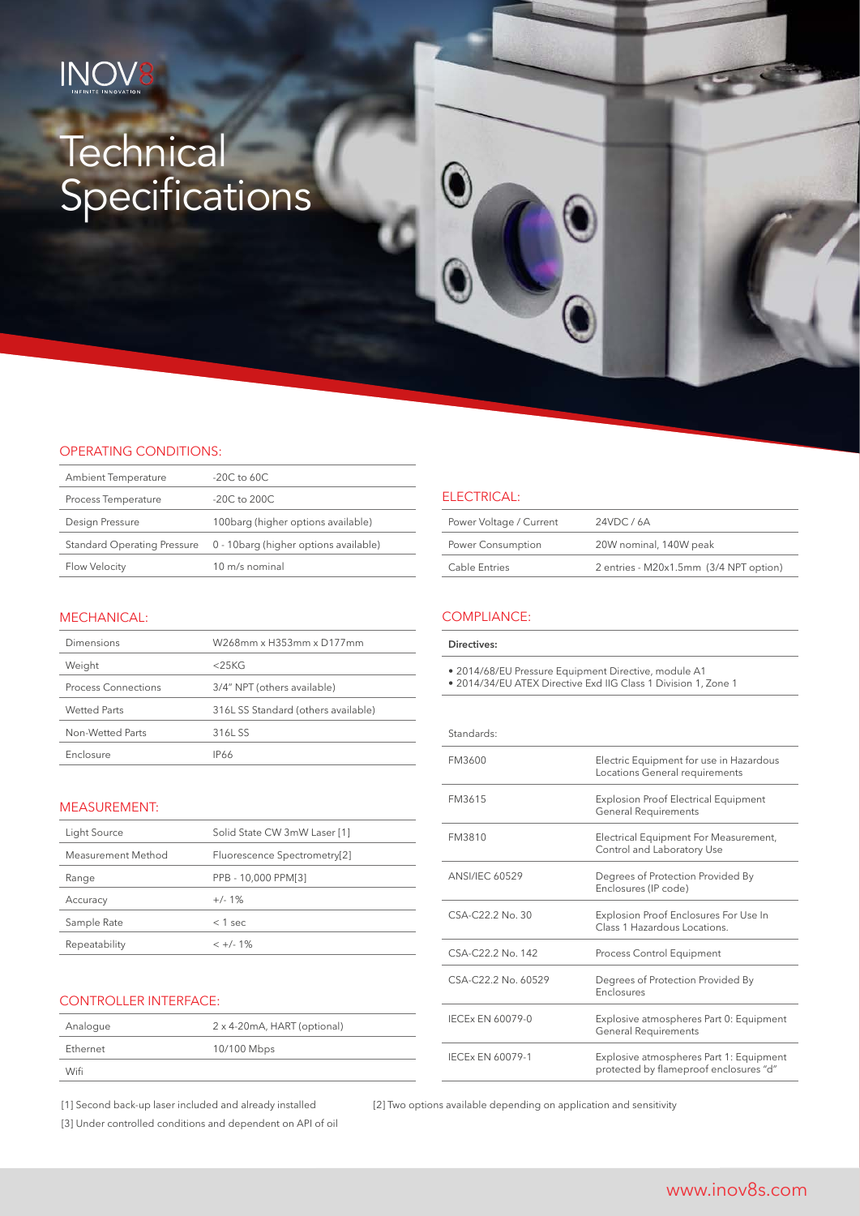INOV8

INFINITE INNOVATION

# Technical Specifications

## OPERATING CONDITIONS:

| | |
|---|---|
| Ambient Temperature | -20C to 60C |
| Process Temperature | -20C to 200C |
| Design Pressure | 100barg (higher options available) |
| Standard Operating Pressure | 0 - 10barg (higher options available) |
| Flow Velocity | 10 m/s nominal |

## MECHANICAL:

| | |
|---|---|
| Dimensions | W268mm x H353mm x D177mm |
| Weight | <25KG |
| Process Connections | 3/4" NPT (others available) |
| Wetted Parts | 316L SS Standard (others available) |
| Non-Wetted Parts | 316L SS |
| Enclosure | IP66 |

## MEASUREMENT:

| | |
|---|---|
| Light Source | Solid State CW 3mW Laser [1] |
| Measurement Method | Fluorescence Spectrometry[2] |
| Range | PPB - 10,000 PPM[3] |
| Accuracy | +/- 1% |
| Sample Rate | < 1 sec |
| Repeatability | < +/- 1% |

## CONTROLLER INTERFACE:

| | |
|---|---|
| Analogue | 2 x 4-20mA, HART (optional) |
| Ethernet | 10/100 Mbps |
| Wifi | |

## ELECTRICAL:

| | |
|---|---|
| Power Voltage / Current | 24VDC / 6A |
| Power Consumption | 20W nominal, 140W peak |
| Cable Entries | 2 entries - M20x1.5mm (3/4 NPT option) |

## COMPLIANCE:

**Directives:**

- 2014/68/EU Pressure Equipment Directive, module A1
- 2014/34/EU ATEX Directive Exd IIG Class 1 Division 1, Zone 1

Standards:

| | |
|---|---|
| FM3600 | Electric Equipment for use in Hazardous Locations General requirements |
| FM3615 | Explosion Proof Electrical Equipment General Requirements |
| FM3810 | Electrical Equipment For Measurement, Control and Laboratory Use |
| ANSI/IEC 60529 | Degrees of Protection Provided By Enclosures (IP code) |
| CSA-C22.2 No. 30 | Explosion Proof Enclosures For Use In Class 1 Hazardous Locations. |
| CSA-C22.2 No. 142 | Process Control Equipment |
| CSA-C22.2 No. 60529 | Degrees of Protection Provided By Enclosures |
| IECEx EN 60079-0 | Explosive atmospheres Part 0: Equipment General Requirements |
| IECEx EN 60079-1 | Explosive atmospheres Part 1: Equipment protected by flameproof enclosures "d" |

[1] Second back-up laser included and already installed

[2] Two options available depending on application and sensitivity

[3] Under controlled conditions and dependent on API of oil

www.inov8s.com